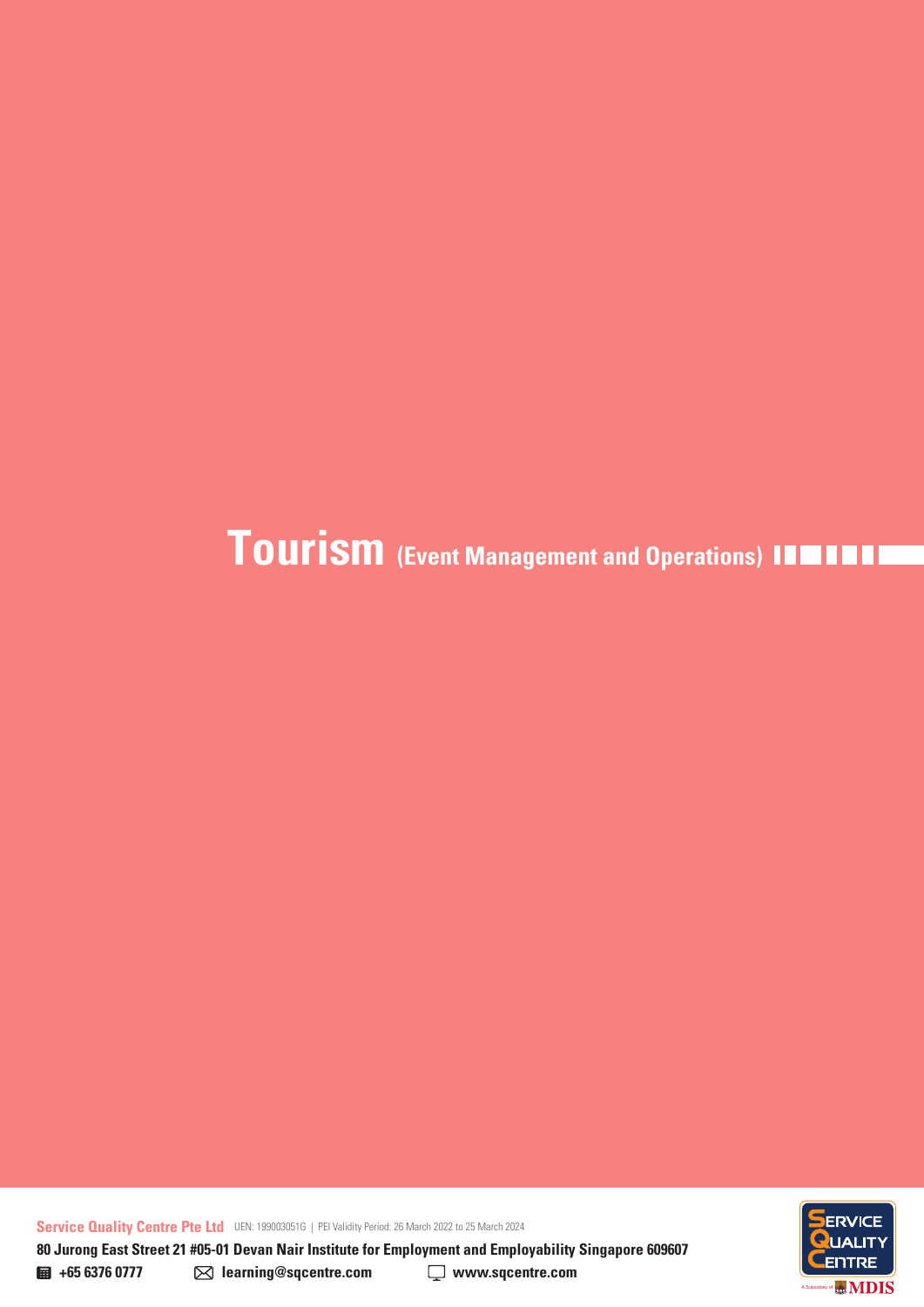# Tourism (Event Management and Operations)

**Service Quality Centre Pte Ltd** UEN: 199003051G | PEI Validity Period: 26 March 2022 to 25 March 2024

**80 Jurong East Street 21 #05-01 Devan Nair Institute for Employment and Employability Singapore 609607**

**+65 6376 0777** **learning@sqcentre.com** **www.sqcentre.com**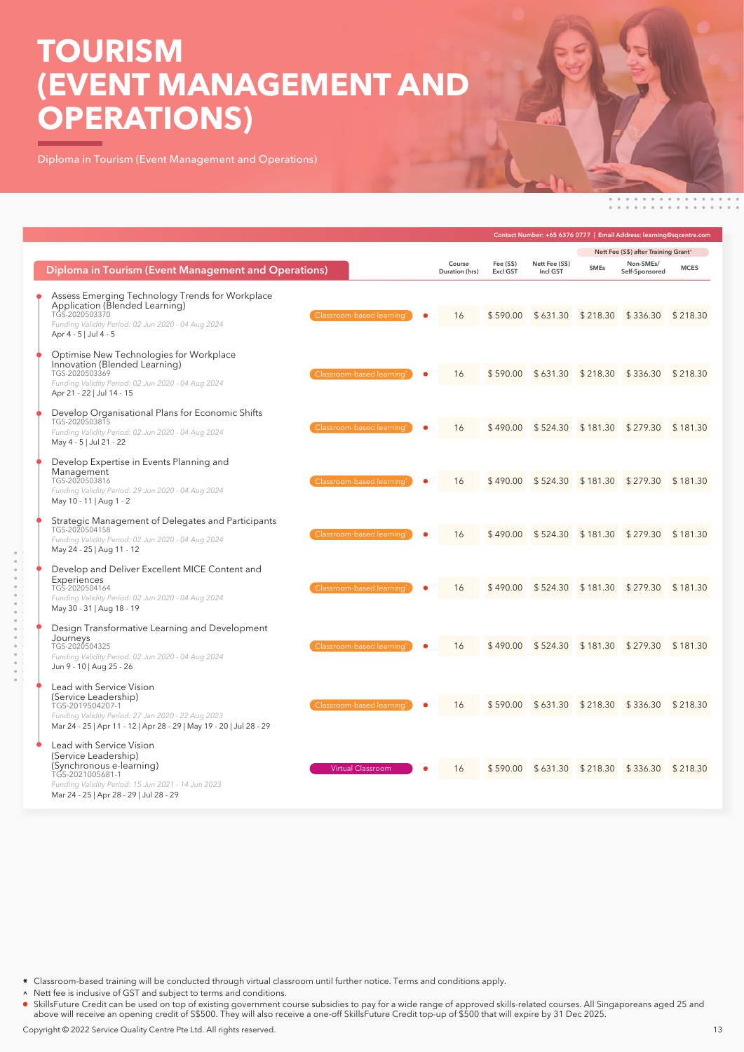# TOURISM (EVENT MANAGEMENT AND OPERATIONS)

Diploma in Tourism (Event Management and Operations)

Contact Number: +65 6376 0777 | Email Address: learning@sqcentre.com

| Diploma in Tourism (Event Management and Operations) | | | Course Duration (hrs) | Fee (S$) Excl GST | Nett Fee (S$) Incl GST | Nett Fee (S$) after Training Grant^ | | |
|---|---|---|---|---|---|---|---|---|
| | | | | | | SMEs | Non-SMEs/ Self-Sponsored | MCES |
| Assess Emerging Technology Trends for Workplace Application (Blended Learning)<br>TGS-2020503370<br>*Funding Validity Period: 02 Jun 2020 - 04 Aug 2024*<br>Apr 4 - 5 \| Jul 4 - 5 | Classroom-based learning* | ● | 16 | $ 590.00 | $ 631.30 | $ 218.30 | $ 336.30 | $ 218.30 |
| Optimise New Technologies for Workplace Innovation (Blended Learning)<br>TGS-2020503369<br>*Funding Validity Period: 02 Jun 2020 - 04 Aug 2024*<br>Apr 21 - 22 \| Jul 14 - 15 | Classroom-based learning* | ● | 16 | $ 590.00 | $ 631.30 | $ 218.30 | $ 336.30 | $ 218.30 |
| Develop Organisational Plans for Economic Shifts<br>TGS-2020503815<br>*Funding Validity Period: 02 Jun 2020 - 04 Aug 2024*<br>May 4 - 5 \| Jul 21 - 22 | Classroom-based learning* | ● | 16 | $ 490.00 | $ 524.30 | $ 181.30 | $ 279.30 | $ 181.30 |
| Develop Expertise in Events Planning and Management<br>TGS-2020503816<br>*Funding Validity Period: 29 Jun 2020 - 04 Aug 2024*<br>May 10 - 11 \| Aug 1 - 2 | Classroom-based learning* | ● | 16 | $ 490.00 | $ 524.30 | $ 181.30 | $ 279.30 | $ 181.30 |
| Strategic Management of Delegates and Participants<br>TGS-2020504158<br>*Funding Validity Period: 02 Jun 2020 - 04 Aug 2024*<br>May 24 - 25 \| Aug 11 - 12 | Classroom-based learning* | ● | 16 | $ 490.00 | $ 524.30 | $ 181.30 | $ 279.30 | $ 181.30 |
| Develop and Deliver Excellent MICE Content and Experiences<br>TGS-2020504164<br>*Funding Validity Period: 02 Jun 2020 - 04 Aug 2024*<br>May 30 - 31 \| Aug 18 - 19 | Classroom-based learning* | ● | 16 | $ 490.00 | $ 524.30 | $ 181.30 | $ 279.30 | $ 181.30 |
| Design Transformative Learning and Development Journeys<br>TGS-2020504325<br>*Funding Validity Period: 02 Jun 2020 - 04 Aug 2024*<br>Jun 9 - 10 \| Aug 25 - 26 | Classroom-based learning* | ● | 16 | $ 490.00 | $ 524.30 | $ 181.30 | $ 279.30 | $ 181.30 |
| Lead with Service Vision (Service Leadership)<br>TGS-2019504207-1<br>*Funding Validity Period: 27 Jan 2020 - 22 Aug 2023*<br>Mar 24 - 25 \| Apr 11 - 12 \| Apr 28 - 29 \| May 19 - 20 \| Jul 28 - 29 | Classroom-based learning* | ● | 16 | $ 590.00 | $ 631.30 | $ 218.30 | $ 336.30 | $ 218.30 |
| Lead with Service Vision (Service Leadership) (Synchronous e-learning)<br>TGS-2021005681-1<br>*Funding Validity Period: 15 Jun 2021 - 14 Jun 2023*<br>Mar 24 - 25 \| Apr 28 - 29 \| Jul 28 - 29 | Virtual Classroom | ● | 16 | $ 590.00 | $ 631.30 | $ 218.30 | $ 336.30 | $ 218.30 |

* Classroom-based training will be conducted through virtual classroom until further notice. Terms and conditions apply.

^ Nett fee is inclusive of GST and subject to terms and conditions.

● SkillsFuture Credit can be used on top of existing government course subsidies to pay for a wide range of approved skills-related courses. All Singaporeans aged 25 and above will receive an opening credit of S$500. They will also receive a one-off SkillsFuture Credit top-up of $500 that will expire by 31 Dec 2025.

Copyright © 2022 Service Quality Centre Pte Ltd. All rights reserved.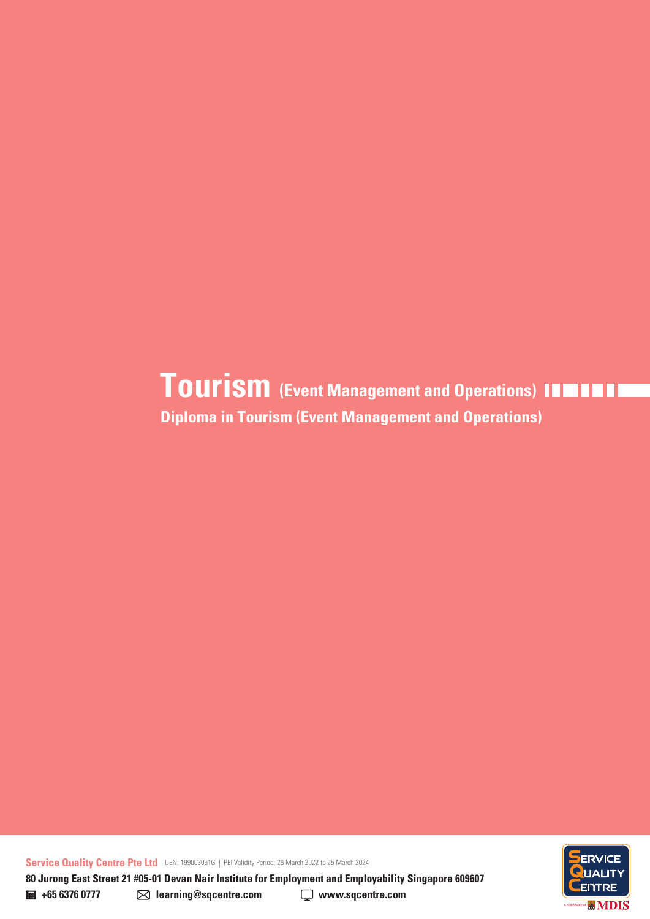# Tourism (Event Management and Operations)

## Diploma in Tourism (Event Management and Operations)

**Service Quality Centre Pte Ltd** UEN: 199003051G | PEI Validity Period: 26 March 2022 to 25 March 2024

**80 Jurong East Street 21 #05-01 Devan Nair Institute for Employment and Employability Singapore 609607**

**+65 6376 0777** **learning@sqcentre.com** **www.sqcentre.com**

SERVICE QUALITY CENTRE

A Subsidiary of MDIS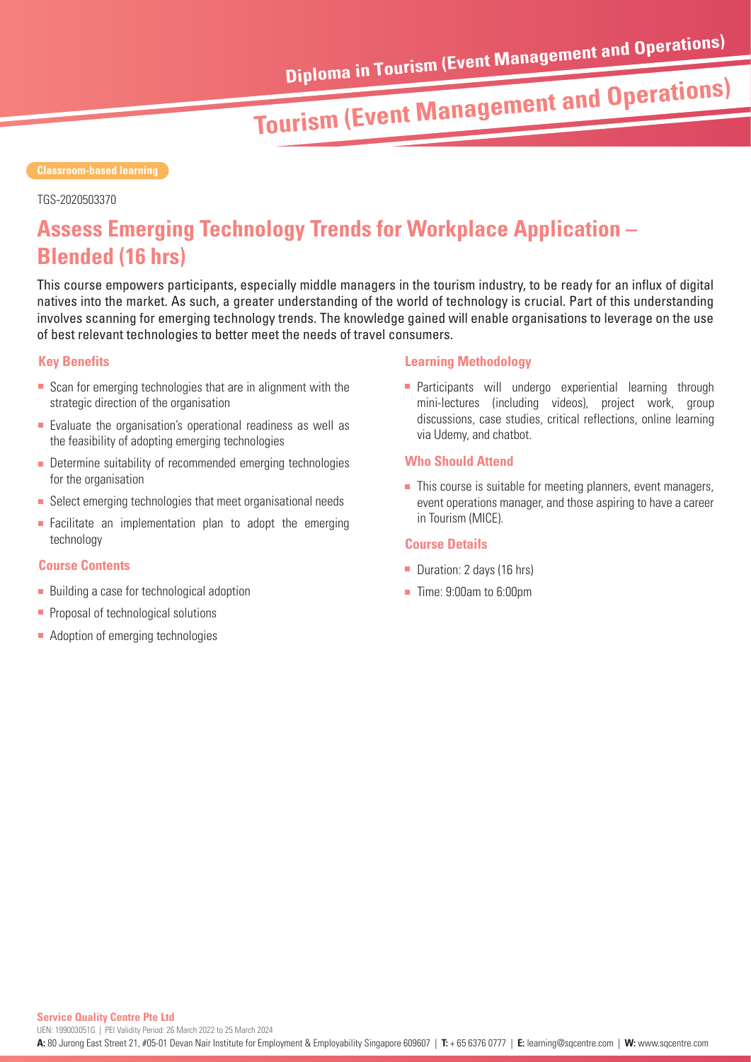Classroom-based learning

TGS-2020503370

# Assess Emerging Technology Trends for Workplace Application – Blended (16 hrs)

This course empowers participants, especially middle managers in the tourism industry, to be ready for an influx of digital natives into the market. As such, a greater understanding of the world of technology is crucial. Part of this understanding involves scanning for emerging technology trends. The knowledge gained will enable organisations to leverage on the use of best relevant technologies to better meet the needs of travel consumers.

### Key Benefits

- Scan for emerging technologies that are in alignment with the strategic direction of the organisation
- Evaluate the organisation's operational readiness as well as the feasibility of adopting emerging technologies
- Determine suitability of recommended emerging technologies for the organisation
- Select emerging technologies that meet organisational needs
- Facilitate an implementation plan to adopt the emerging technology

### Course Contents

- Building a case for technological adoption
- Proposal of technological solutions
- Adoption of emerging technologies

### Learning Methodology

- Participants will undergo experiential learning through mini-lectures (including videos), project work, group discussions, case studies, critical reflections, online learning via Udemy, and chatbot.

### Who Should Attend

- This course is suitable for meeting planners, event managers, event operations manager, and those aspiring to have a career in Tourism (MICE).

### Course Details

- Duration: 2 days (16 hrs)
- Time: 9:00am to 6:00pm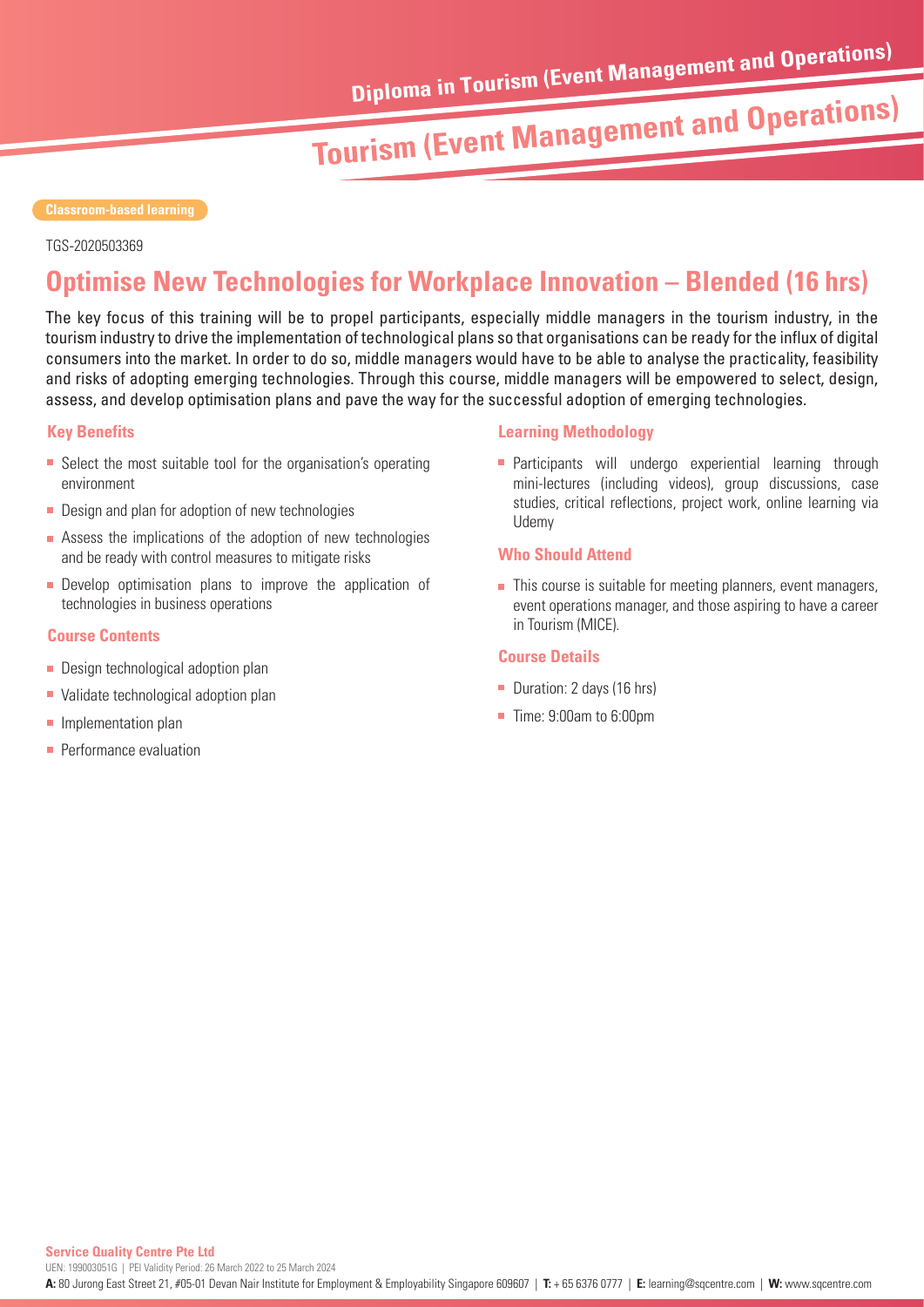Classroom-based learning

TGS-2020503369

# Optimise New Technologies for Workplace Innovation – Blended (16 hrs)

The key focus of this training will be to propel participants, especially middle managers in the tourism industry, in the tourism industry to drive the implementation of technological plans so that organisations can be ready for the influx of digital consumers into the market. In order to do so, middle managers would have to be able to analyse the practicality, feasibility and risks of adopting emerging technologies. Through this course, middle managers will be empowered to select, design, assess, and develop optimisation plans and pave the way for the successful adoption of emerging technologies.

### Key Benefits

- Select the most suitable tool for the organisation's operating environment
- Design and plan for adoption of new technologies
- Assess the implications of the adoption of new technologies and be ready with control measures to mitigate risks
- Develop optimisation plans to improve the application of technologies in business operations

### Course Contents

- Design technological adoption plan
- Validate technological adoption plan
- Implementation plan
- Performance evaluation

### Learning Methodology

- Participants will undergo experiential learning through mini-lectures (including videos), group discussions, case studies, critical reflections, project work, online learning via Udemy

### Who Should Attend

- This course is suitable for meeting planners, event managers, event operations manager, and those aspiring to have a career in Tourism (MICE).

### Course Details

- Duration: 2 days (16 hrs)
- Time: 9:00am to 6:00pm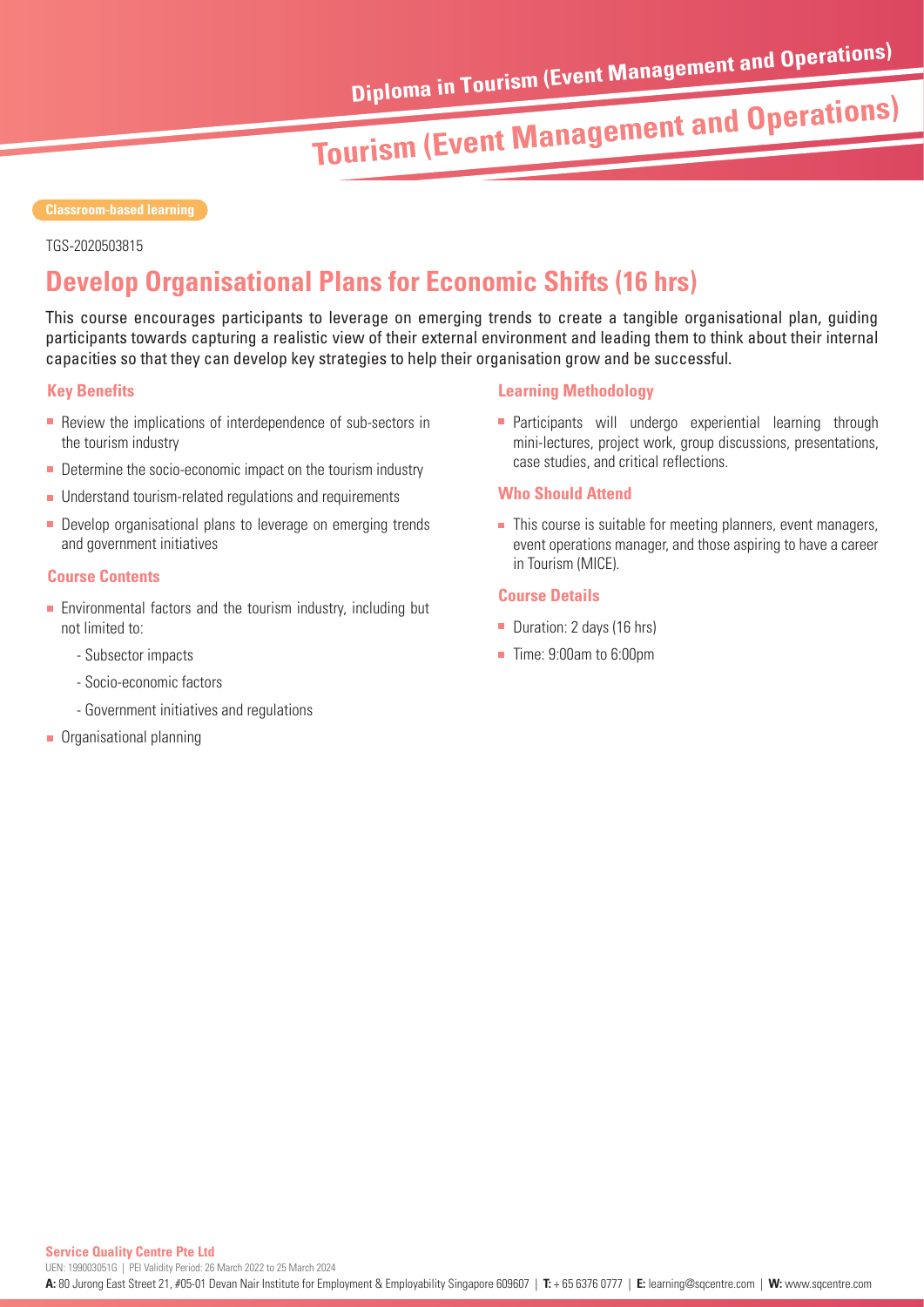Classroom-based learning

TGS-2020503815

# Develop Organisational Plans for Economic Shifts (16 hrs)

This course encourages participants to leverage on emerging trends to create a tangible organisational plan, guiding participants towards capturing a realistic view of their external environment and leading them to think about their internal capacities so that they can develop key strategies to help their organisation grow and be successful.

### Key Benefits

- Review the implications of interdependence of sub-sectors in the tourism industry
- Determine the socio-economic impact on the tourism industry
- Understand tourism-related regulations and requirements
- Develop organisational plans to leverage on emerging trends and government initiatives

### Course Contents

- Environmental factors and the tourism industry, including but not limited to:
  - Subsector impacts
  - Socio-economic factors
  - Government initiatives and regulations
- Organisational planning

### Learning Methodology

- Participants will undergo experiential learning through mini-lectures, project work, group discussions, presentations, case studies, and critical reflections.

### Who Should Attend

- This course is suitable for meeting planners, event managers, event operations manager, and those aspiring to have a career in Tourism (MICE).

### Course Details

- Duration: 2 days (16 hrs)
- Time: 9:00am to 6:00pm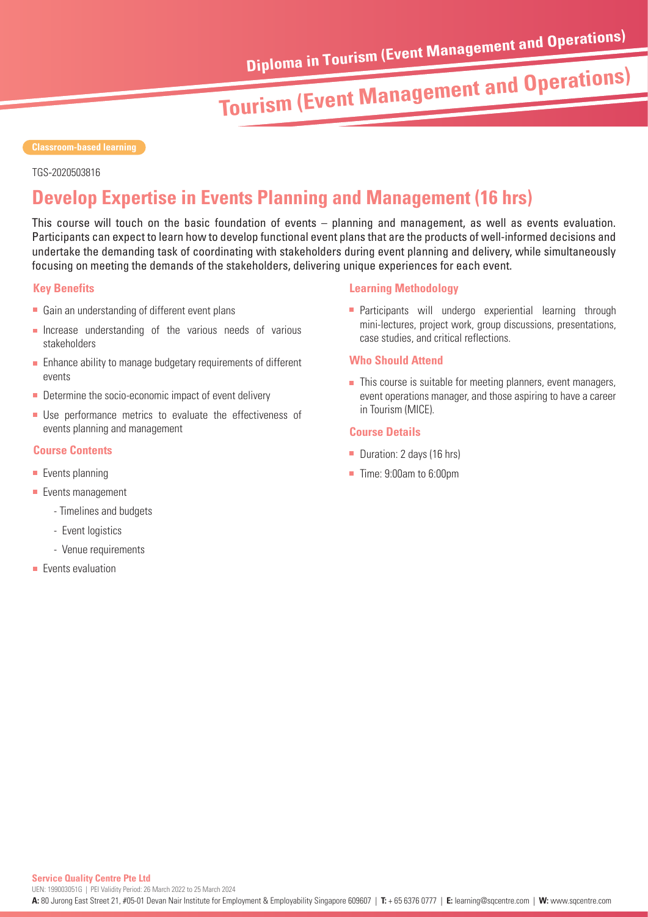Classroom-based learning

TGS-2020503816

# Develop Expertise in Events Planning and Management (16 hrs)

This course will touch on the basic foundation of events – planning and management, as well as events evaluation. Participants can expect to learn how to develop functional event plans that are the products of well-informed decisions and undertake the demanding task of coordinating with stakeholders during event planning and delivery, while simultaneously focusing on meeting the demands of the stakeholders, delivering unique experiences for each event.

### Key Benefits

- Gain an understanding of different event plans
- Increase understanding of the various needs of various stakeholders
- Enhance ability to manage budgetary requirements of different events
- Determine the socio-economic impact of event delivery
- Use performance metrics to evaluate the effectiveness of events planning and management

### Course Contents

- Events planning
- Events management
  - Timelines and budgets
  - Event logistics
  - Venue requirements
- Events evaluation

### Learning Methodology

- Participants will undergo experiential learning through mini-lectures, project work, group discussions, presentations, case studies, and critical reflections.

### Who Should Attend

- This course is suitable for meeting planners, event managers, event operations manager, and those aspiring to have a career in Tourism (MICE).

### Course Details

- Duration: 2 days (16 hrs)
- Time: 9:00am to 6:00pm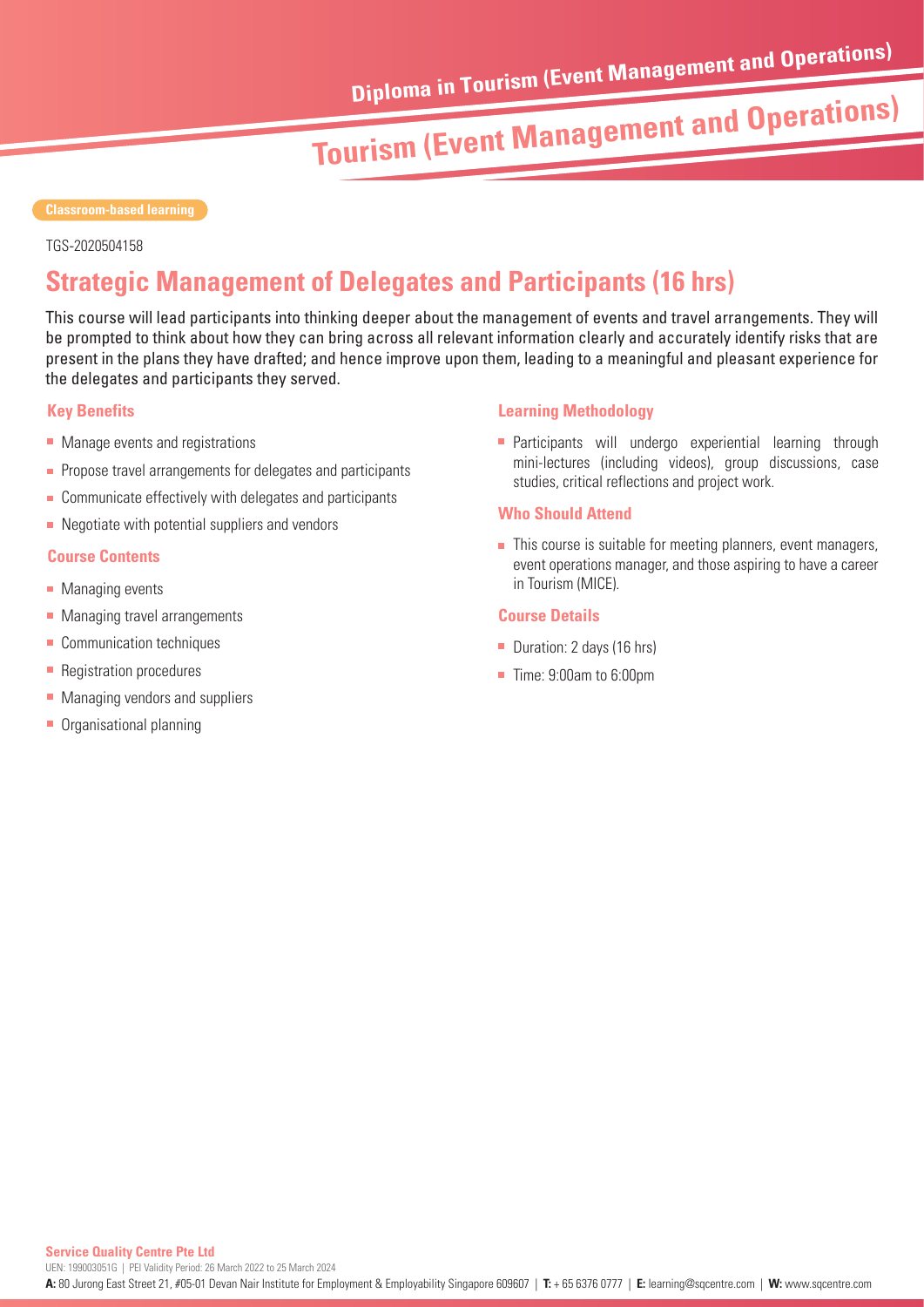Classroom-based learning

TGS-2020504158

## Strategic Management of Delegates and Participants (16 hrs)

This course will lead participants into thinking deeper about the management of events and travel arrangements. They will be prompted to think about how they can bring across all relevant information clearly and accurately identify risks that are present in the plans they have drafted; and hence improve upon them, leading to a meaningful and pleasant experience for the delegates and participants they served.

### Key Benefits

- Manage events and registrations
- Propose travel arrangements for delegates and participants
- Communicate effectively with delegates and participants
- Negotiate with potential suppliers and vendors

### Course Contents

- Managing events
- Managing travel arrangements
- Communication techniques
- Registration procedures
- Managing vendors and suppliers
- Organisational planning

### Learning Methodology

- Participants will undergo experiential learning through mini-lectures (including videos), group discussions, case studies, critical reflections and project work.

### Who Should Attend

- This course is suitable for meeting planners, event managers, event operations manager, and those aspiring to have a career in Tourism (MICE).

### Course Details

- Duration: 2 days (16 hrs)
- Time: 9:00am to 6:00pm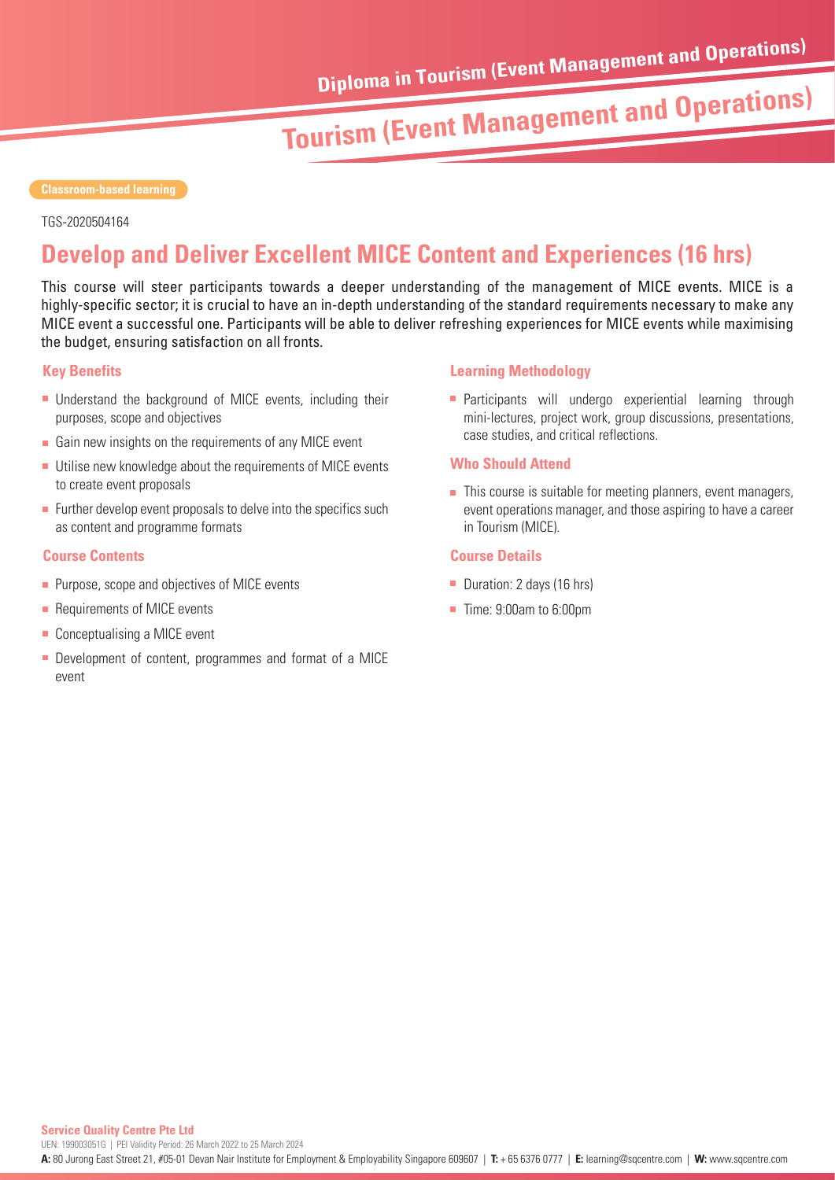Diploma in Tourism (Event Management and Operations)

# Tourism (Event Management and Operations)

Classroom-based learning

TGS-2020504164

## Develop and Deliver Excellent MICE Content and Experiences (16 hrs)

This course will steer participants towards a deeper understanding of the management of MICE events. MICE is a highly-specific sector; it is crucial to have an in-depth understanding of the standard requirements necessary to make any MICE event a successful one. Participants will be able to deliver refreshing experiences for MICE events while maximising the budget, ensuring satisfaction on all fronts.

### Key Benefits

- Understand the background of MICE events, including their purposes, scope and objectives
- Gain new insights on the requirements of any MICE event
- Utilise new knowledge about the requirements of MICE events to create event proposals
- Further develop event proposals to delve into the specifics such as content and programme formats

### Course Contents

- Purpose, scope and objectives of MICE events
- Requirements of MICE events
- Conceptualising a MICE event
- Development of content, programmes and format of a MICE event

### Learning Methodology

- Participants will undergo experiential learning through mini-lectures, project work, group discussions, presentations, case studies, and critical reflections.

### Who Should Attend

- This course is suitable for meeting planners, event managers, event operations manager, and those aspiring to have a career in Tourism (MICE).

### Course Details

- Duration: 2 days (16 hrs)
- Time: 9:00am to 6:00pm

**Service Quality Centre Pte Ltd**
UEN: 199003051G | PEI Validity Period: 26 March 2022 to 25 March 2024
**A:** 80 Jurong East Street 21, #05-01 Devan Nair Institute for Employment & Employability Singapore 609607 | **T:** + 65 6376 0777 | **E:** learning@sqcentre.com | **W:** www.sqcentre.com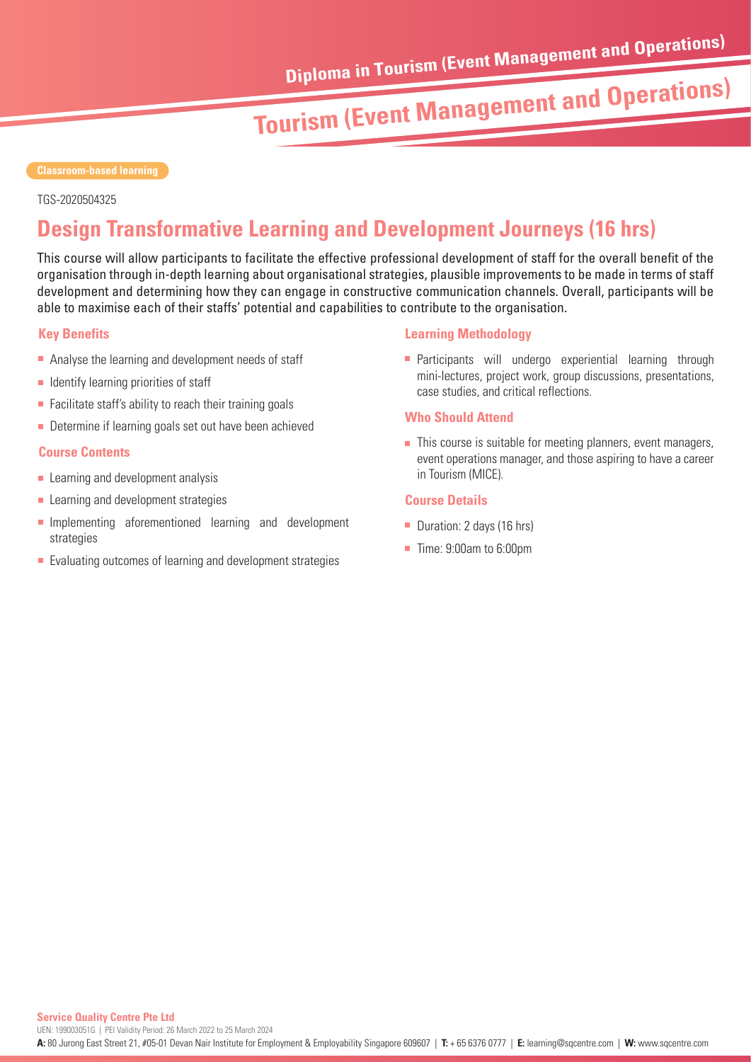Classroom-based learning

TGS-2020504325

# Design Transformative Learning and Development Journeys (16 hrs)

This course will allow participants to facilitate the effective professional development of staff for the overall benefit of the organisation through in-depth learning about organisational strategies, plausible improvements to be made in terms of staff development and determining how they can engage in constructive communication channels. Overall, participants will be able to maximise each of their staffs' potential and capabilities to contribute to the organisation.

## Key Benefits

- Analyse the learning and development needs of staff
- Identify learning priorities of staff
- Facilitate staff's ability to reach their training goals
- Determine if learning goals set out have been achieved

## Course Contents

- Learning and development analysis
- Learning and development strategies
- Implementing aforementioned learning and development strategies
- Evaluating outcomes of learning and development strategies

## Learning Methodology

- Participants will undergo experiential learning through mini-lectures, project work, group discussions, presentations, case studies, and critical reflections.

## Who Should Attend

- This course is suitable for meeting planners, event managers, event operations manager, and those aspiring to have a career in Tourism (MICE).

## Course Details

- Duration: 2 days (16 hrs)
- Time: 9:00am to 6:00pm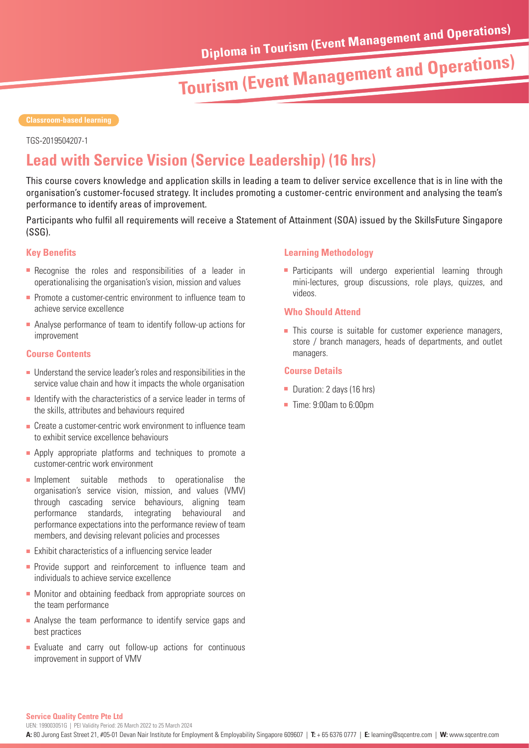Classroom-based learning

TGS-2019504207-1

# Lead with Service Vision (Service Leadership) (16 hrs)

This course covers knowledge and application skills in leading a team to deliver service excellence that is in line with the organisation's customer-focused strategy. It includes promoting a customer-centric environment and analysing the team's performance to identify areas of improvement.

Participants who fulfil all requirements will receive a Statement of Attainment (SOA) issued by the SkillsFuture Singapore (SSG).

### Key Benefits

- Recognise the roles and responsibilities of a leader in operationalising the organisation's vision, mission and values
- Promote a customer-centric environment to influence team to achieve service excellence
- Analyse performance of team to identify follow-up actions for improvement

### Course Contents

- Understand the service leader's roles and responsibilities in the service value chain and how it impacts the whole organisation
- Identify with the characteristics of a service leader in terms of the skills, attributes and behaviours required
- Create a customer-centric work environment to influence team to exhibit service excellence behaviours
- Apply appropriate platforms and techniques to promote a customer-centric work environment
- Implement suitable methods to operationalise the organisation's service vision, mission, and values (VMV) through cascading service behaviours, aligning team performance standards, integrating behavioural and performance expectations into the performance review of team members, and devising relevant policies and processes
- Exhibit characteristics of a influencing service leader
- Provide support and reinforcement to influence team and individuals to achieve service excellence
- Monitor and obtaining feedback from appropriate sources on the team performance
- Analyse the team performance to identify service gaps and best practices
- Evaluate and carry out follow-up actions for continuous improvement in support of VMV

### Learning Methodology

- Participants will undergo experiential learning through mini-lectures, group discussions, role plays, quizzes, and videos.

### Who Should Attend

- This course is suitable for customer experience managers, store / branch managers, heads of departments, and outlet managers.

### Course Details

- Duration: 2 days (16 hrs)
- Time: 9:00am to 6:00pm

**Service Quality Centre Pte Ltd**
UEN: 199003051G | PEI Validity Period: 26 March 2022 to 25 March 2024
**A:** 80 Jurong East Street 21, #05-01 Devan Nair Institute for Employment & Employability Singapore 609607 | **T:** + 65 6376 0777 | **E:** learning@sqcentre.com | **W:** www.sqcentre.com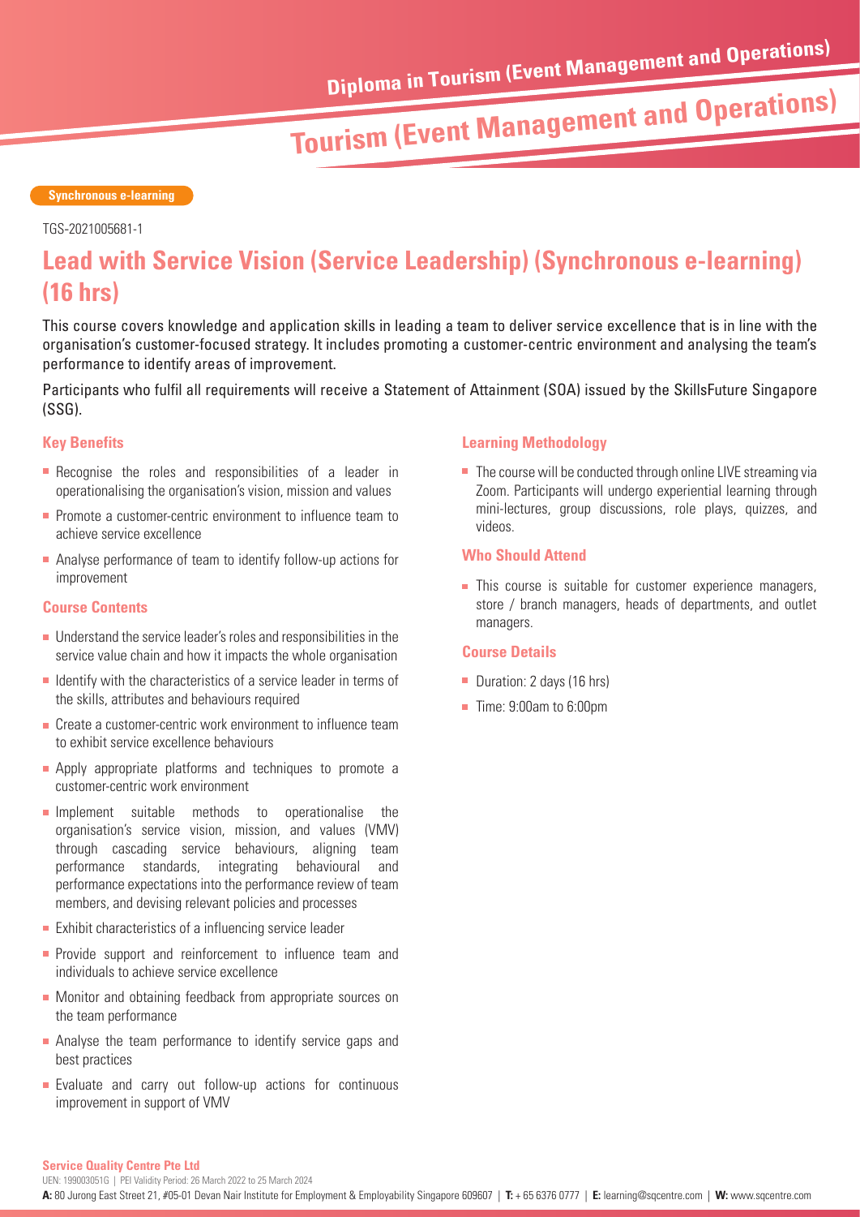Synchronous e-learning

TGS-2021005681-1

# Lead with Service Vision (Service Leadership) (Synchronous e-learning) (16 hrs)

This course covers knowledge and application skills in leading a team to deliver service excellence that is in line with the organisation's customer-focused strategy. It includes promoting a customer-centric environment and analysing the team's performance to identify areas of improvement.

Participants who fulfil all requirements will receive a Statement of Attainment (SOA) issued by the SkillsFuture Singapore (SSG).

### Key Benefits

- Recognise the roles and responsibilities of a leader in operationalising the organisation's vision, mission and values
- Promote a customer-centric environment to influence team to achieve service excellence
- Analyse performance of team to identify follow-up actions for improvement

### Course Contents

- Understand the service leader's roles and responsibilities in the service value chain and how it impacts the whole organisation
- Identify with the characteristics of a service leader in terms of the skills, attributes and behaviours required
- Create a customer-centric work environment to influence team to exhibit service excellence behaviours
- Apply appropriate platforms and techniques to promote a customer-centric work environment
- Implement suitable methods to operationalise the organisation's service vision, mission, and values (VMV) through cascading service behaviours, aligning team performance standards, integrating behavioural and performance expectations into the performance review of team members, and devising relevant policies and processes
- Exhibit characteristics of a influencing service leader
- Provide support and reinforcement to influence team and individuals to achieve service excellence
- Monitor and obtaining feedback from appropriate sources on the team performance
- Analyse the team performance to identify service gaps and best practices
- Evaluate and carry out follow-up actions for continuous improvement in support of VMV

### Learning Methodology

- The course will be conducted through online LIVE streaming via Zoom. Participants will undergo experiential learning through mini-lectures, group discussions, role plays, quizzes, and videos.

### Who Should Attend

- This course is suitable for customer experience managers, store / branch managers, heads of departments, and outlet managers.

### Course Details

- Duration: 2 days (16 hrs)
- Time: 9:00am to 6:00pm